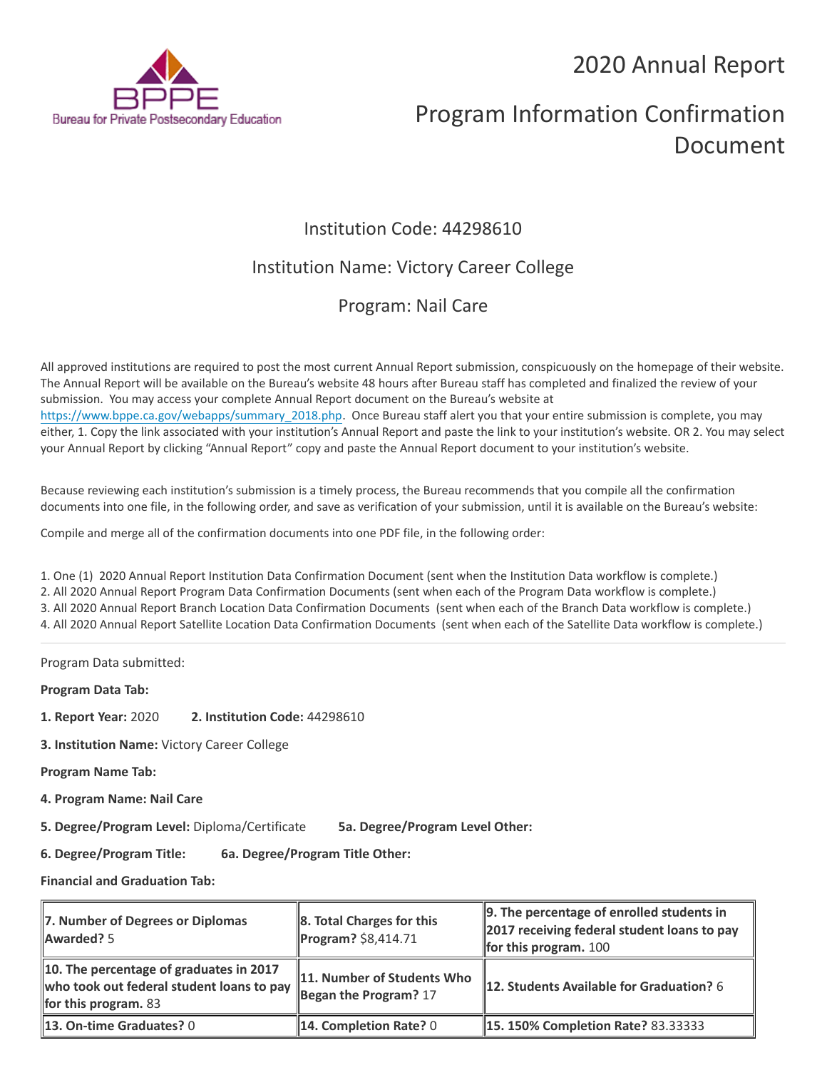# 2020 Annual Report

# Program Information Confirmation Document

## Institution Code: 44298610

## Institution Name: Victory Career College

## Program: Nail Care

All approved institutions are required to post the most current Annual Report submission, conspicuously on the homepage of their website. The Annual Report will be available on the Bureau's website 48 hours after Bureau staff has completed and finalized the review of your submission. You may access your complete Annual Report document on the Bureau's website at https://www.bppe.ca.gov/webapps/summary_2018.php. Once Bureau staff alert you that your entire submission is complete, you may either, 1. Copy the link associated with your institution's Annual Report and paste the link to your institution's website. OR 2. You may select your Annual Report by clicking "Annual Report" copy and paste the Annual Report document to your institution's website.

Because reviewing each institution's submission is a timely process, the Bureau recommends that you compile all the confirmation documents into one file, in the following order, and save as verification of your submission, until it is available on the Bureau's website:

Compile and merge all of the confirmation documents into one PDF file, in the following order:

1. One (1) 2020 Annual Report Institution Data Confirmation Document (sent when the Institution Data workflow is complete.)
2. All 2020 Annual Report Program Data Confirmation Documents (sent when each of the Program Data workflow is complete.)
3. All 2020 Annual Report Branch Location Data Confirmation Documents (sent when each of the Branch Data workflow is complete.)
4. All 2020 Annual Report Satellite Location Data Confirmation Documents (sent when each of the Satellite Data workflow is complete.)

---

Program Data submitted:

**Program Data Tab:**

**1. Report Year:** 2020 **2. Institution Code:** 44298610

**3. Institution Name:** Victory Career College

**Program Name Tab:**

**4. Program Name: Nail Care**

**5. Degree/Program Level:** Diploma/Certificate **5a. Degree/Program Level Other:**

**6. Degree/Program Title:** **6a. Degree/Program Title Other:**

**Financial and Graduation Tab:**

| | | |
|---|---|---|
| **7. Number of Degrees or Diplomas Awarded?** 5 | **8. Total Charges for this Program?** $8,414.71 | **9. The percentage of enrolled students in 2017 receiving federal student loans to pay for this program.** 100 |
| **10. The percentage of graduates in 2017 who took out federal student loans to pay for this program.** 83 | **11. Number of Students Who Began the Program?** 17 | **12. Students Available for Graduation?** 6 |
| **13. On-time Graduates?** 0 | **14. Completion Rate?** 0 | **15. 150% Completion Rate?** 83.33333 |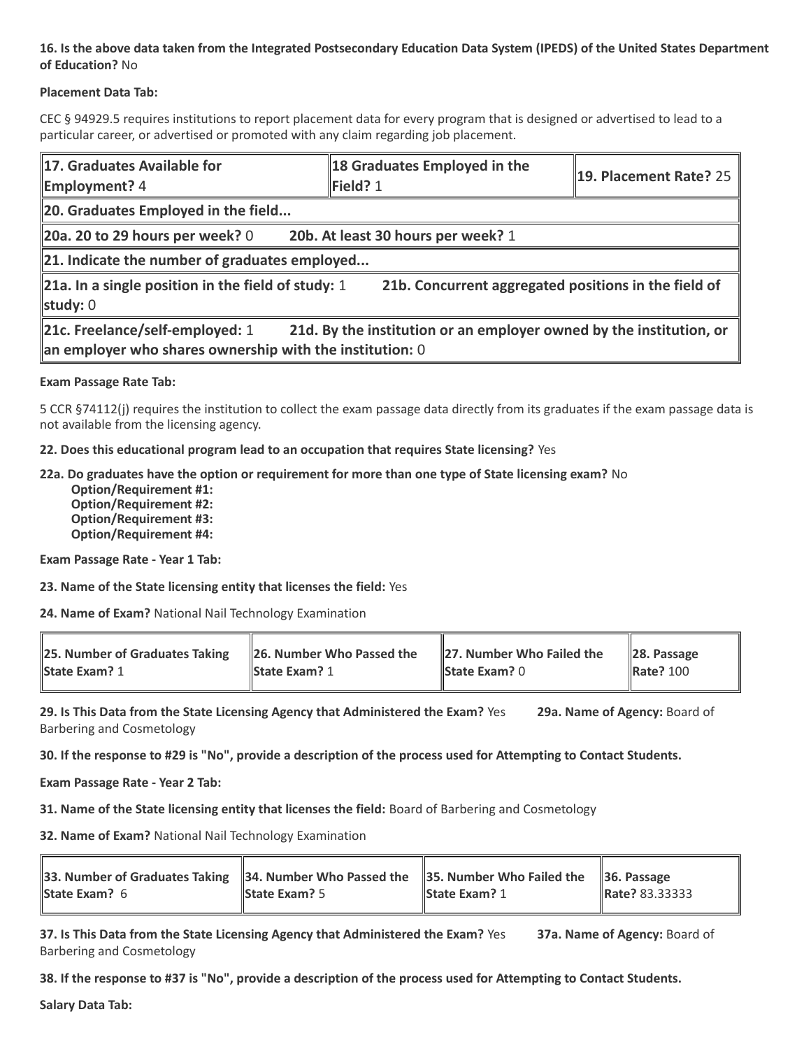**16. Is the above data taken from the Integrated Postsecondary Education Data System (IPEDS) of the United States Department of Education?** No

**Placement Data Tab:**

CEC § 94929.5 requires institutions to report placement data for every program that is designed or advertised to lead to a particular career, or advertised or promoted with any claim regarding job placement.

| **17. Graduates Available for Employment?** 4 | **18 Graduates Employed in the Field?** 1 | **19. Placement Rate?** 25 |
|---|---|---|
| **20. Graduates Employed in the field...** | | |
| **20a. 20 to 29 hours per week?** 0 | **20b. At least 30 hours per week?** 1 | |
| **21. Indicate the number of graduates employed...** | | |
| **21a. In a single position in the field of study:** 1 | **21b. Concurrent aggregated positions in the field of study:** 0 | |
| **21c. Freelance/self-employed:** 1 | **21d. By the institution or an employer owned by the institution, or an employer who shares ownership with the institution:** 0 | |

**Exam Passage Rate Tab:**

5 CCR §74112(j) requires the institution to collect the exam passage data directly from its graduates if the exam passage data is not available from the licensing agency.

**22. Does this educational program lead to an occupation that requires State licensing?** Yes

**22a. Do graduates have the option or requirement for more than one type of State licensing exam?** No
- **Option/Requirement #1:**
- **Option/Requirement #2:**
- **Option/Requirement #3:**
- **Option/Requirement #4:**

**Exam Passage Rate - Year 1 Tab:**

**23. Name of the State licensing entity that licenses the field:** Yes

**24. Name of Exam?** National Nail Technology Examination

| **25. Number of Graduates Taking State Exam?** 1 | **26. Number Who Passed the State Exam?** 1 | **27. Number Who Failed the State Exam?** 0 | **28. Passage Rate?** 100 |
|---|---|---|---|

**29. Is This Data from the State Licensing Agency that Administered the Exam?** Yes **29a. Name of Agency:** Board of Barbering and Cosmetology

**30. If the response to #29 is "No", provide a description of the process used for Attempting to Contact Students.**

**Exam Passage Rate - Year 2 Tab:**

**31. Name of the State licensing entity that licenses the field:** Board of Barbering and Cosmetology

**32. Name of Exam?** National Nail Technology Examination

| **33. Number of Graduates Taking State Exam?** 6 | **34. Number Who Passed the State Exam?** 5 | **35. Number Who Failed the State Exam?** 1 | **36. Passage Rate?** 83.33333 |
|---|---|---|---|

**37. Is This Data from the State Licensing Agency that Administered the Exam?** Yes **37a. Name of Agency:** Board of Barbering and Cosmetology

**38. If the response to #37 is "No", provide a description of the process used for Attempting to Contact Students.**

**Salary Data Tab:**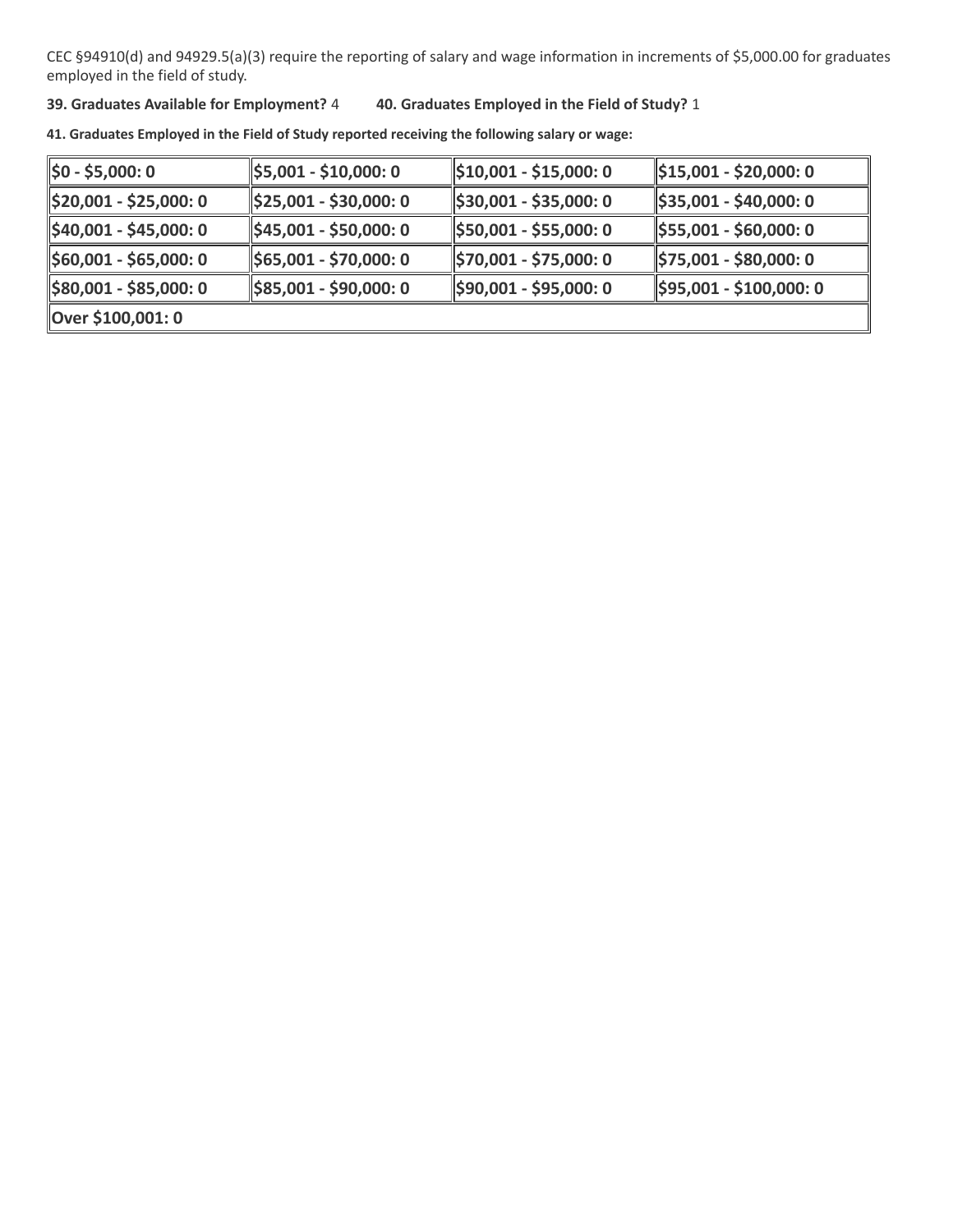CEC §94910(d) and 94929.5(a)(3) require the reporting of salary and wage information in increments of $5,000.00 for graduates employed in the field of study.

**39. Graduates Available for Employment?** 4 **40. Graduates Employed in the Field of Study?** 1

**41. Graduates Employed in the Field of Study reported receiving the following salary or wage:**

| | | | |
|---|---|---|---|
| **$0 - $5,000: 0** | **$5,001 - $10,000: 0** | **$10,001 - $15,000: 0** | **$15,001 - $20,000: 0** |
| **$20,001 - $25,000: 0** | **$25,001 - $30,000: 0** | **$30,001 - $35,000: 0** | **$35,001 - $40,000: 0** |
| **$40,001 - $45,000: 0** | **$45,001 - $50,000: 0** | **$50,001 - $55,000: 0** | **$55,001 - $60,000: 0** |
| **$60,001 - $65,000: 0** | **$65,001 - $70,000: 0** | **$70,001 - $75,000: 0** | **$75,001 - $80,000: 0** |
| **$80,001 - $85,000: 0** | **$85,001 - $90,000: 0** | **$90,001 - $95,000: 0** | **$95,001 - $100,000: 0** |
| **Over $100,001: 0** | | | |